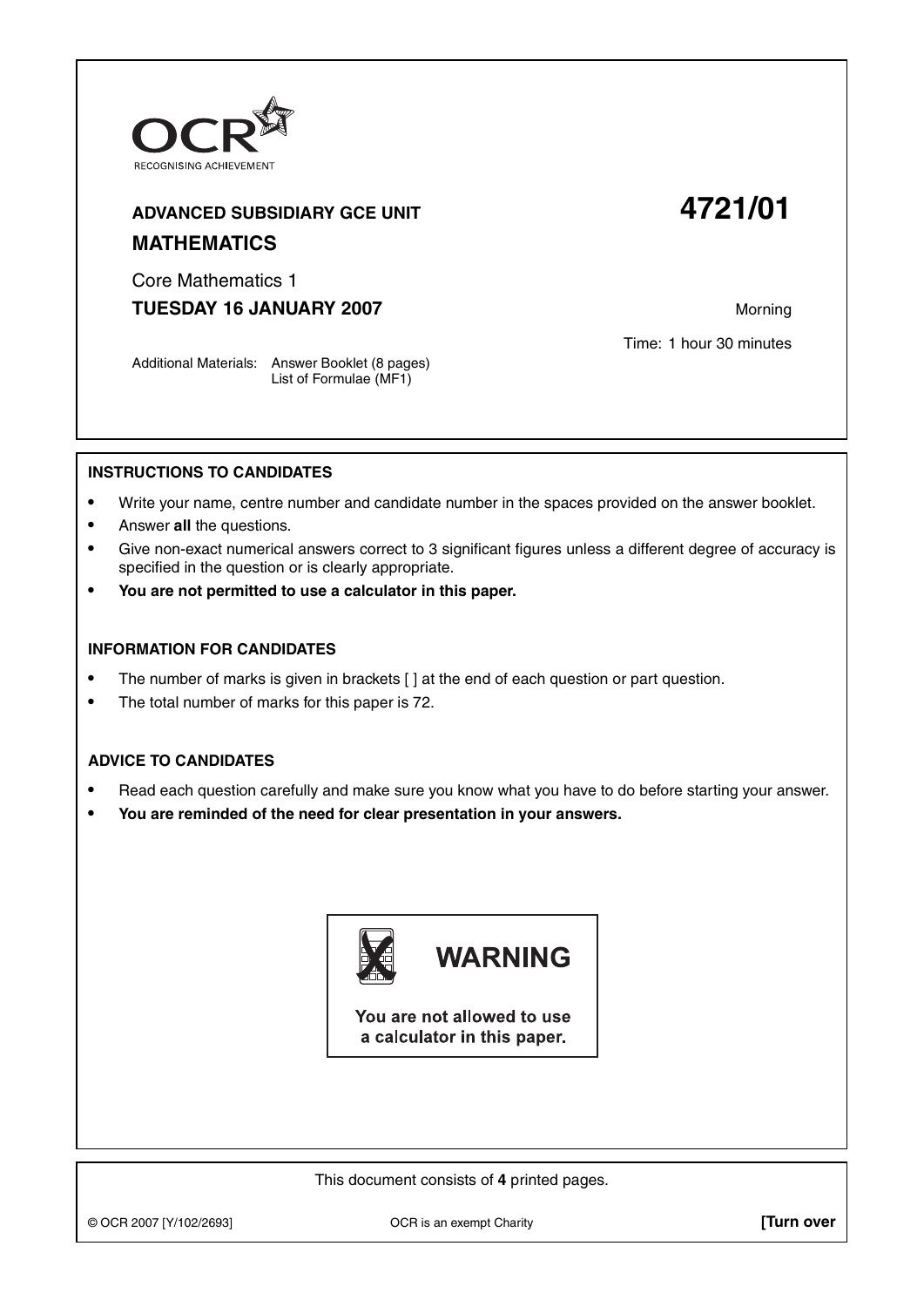OCR
RECOGNISING ACHIEVEMENT

**ADVANCED SUBSIDIARY GCE UNIT**

# 4721/01

## MATHEMATICS

Core Mathematics 1

**TUESDAY 16 JANUARY 2007**

Morning

Time: 1 hour 30 minutes

Additional Materials: Answer Booklet (8 pages)
List of Formulae (MF1)

**INSTRUCTIONS TO CANDIDATES**

- Write your name, centre number and candidate number in the spaces provided on the answer booklet.
- Answer **all** the questions.
- Give non-exact numerical answers correct to 3 significant figures unless a different degree of accuracy is specified in the question or is clearly appropriate.
- **You are not permitted to use a calculator in this paper.**

**INFORMATION FOR CANDIDATES**

- The number of marks is given in brackets [ ] at the end of each question or part question.
- The total number of marks for this paper is 72.

**ADVICE TO CANDIDATES**

- Read each question carefully and make sure you know what you have to do before starting your answer.
- **You are reminded of the need for clear presentation in your answers.**

**WARNING**

You are not allowed to use a calculator in this paper.

This document consists of **4** printed pages.

© OCR 2007 [Y/102/2693] OCR is an exempt Charity **[Turn over**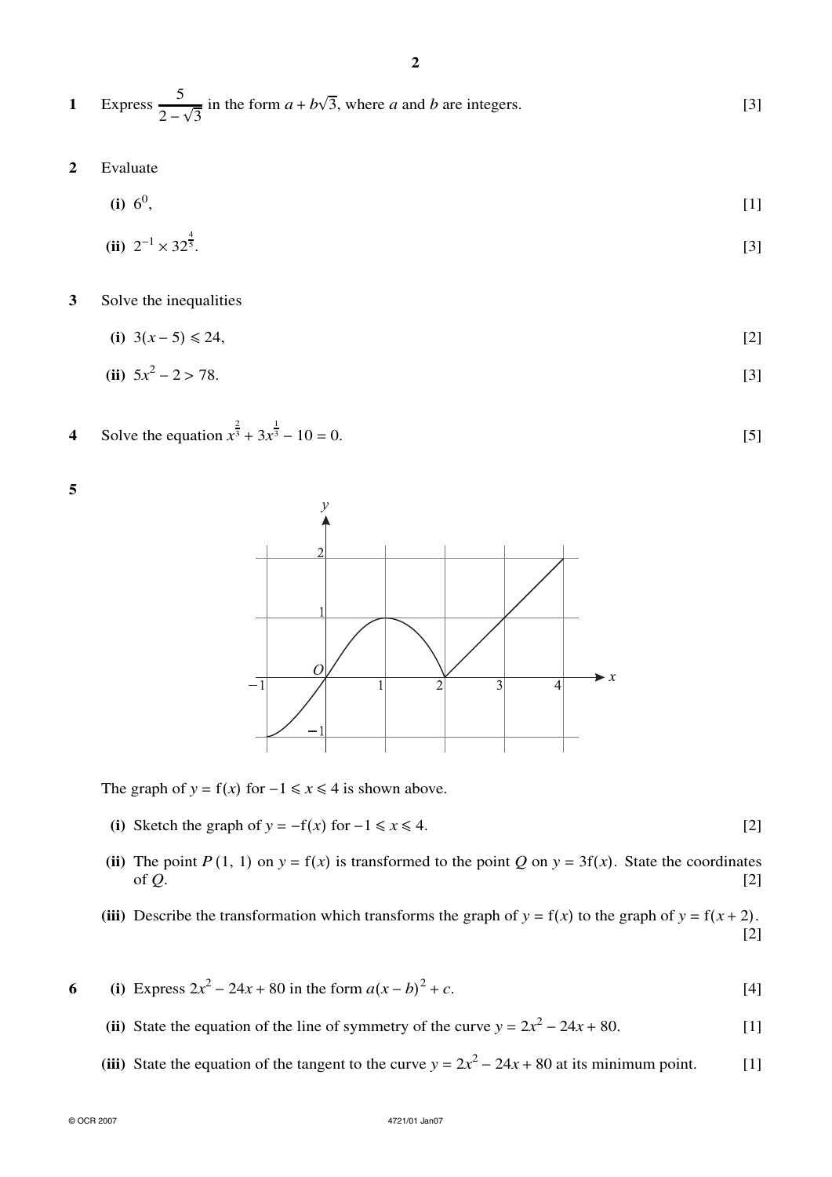**1** Express $\dfrac{5}{2-\sqrt{3}}$ in the form $a + b\sqrt{3}$, where $a$ and $b$ are integers. [3]

**2** Evaluate

**(i)** $6^0$, [1]

**(ii)** $2^{-1} \times 32^{\frac{4}{5}}$. [3]

**3** Solve the inequalities

**(i)** $3(x-5) \leqslant 24$, [2]

**(ii)** $5x^2 - 2 > 78$. [3]

**4** Solve the equation $x^{\frac{2}{3}} + 3x^{\frac{1}{3}} - 10 = 0$. [5]

**5**

y
2
1
O
−1
1
2
3
4
x
−1

The graph of $y = \mathrm{f}(x)$ for $-1 \leqslant x \leqslant 4$ is shown above.

**(i)** Sketch the graph of $y = -\mathrm{f}(x)$ for $-1 \leqslant x \leqslant 4$. [2]

**(ii)** The point $P(1, 1)$ on $y = \mathrm{f}(x)$ is transformed to the point $Q$ on $y = 3\mathrm{f}(x)$. State the coordinates of $Q$. [2]

**(iii)** Describe the transformation which transforms the graph of $y = \mathrm{f}(x)$ to the graph of $y = \mathrm{f}(x+2)$. [2]

**6** **(i)** Express $2x^2 - 24x + 80$ in the form $a(x-b)^2 + c$. [4]

**(ii)** State the equation of the line of symmetry of the curve $y = 2x^2 - 24x + 80$. [1]

**(iii)** State the equation of the tangent to the curve $y = 2x^2 - 24x + 80$ at its minimum point. [1]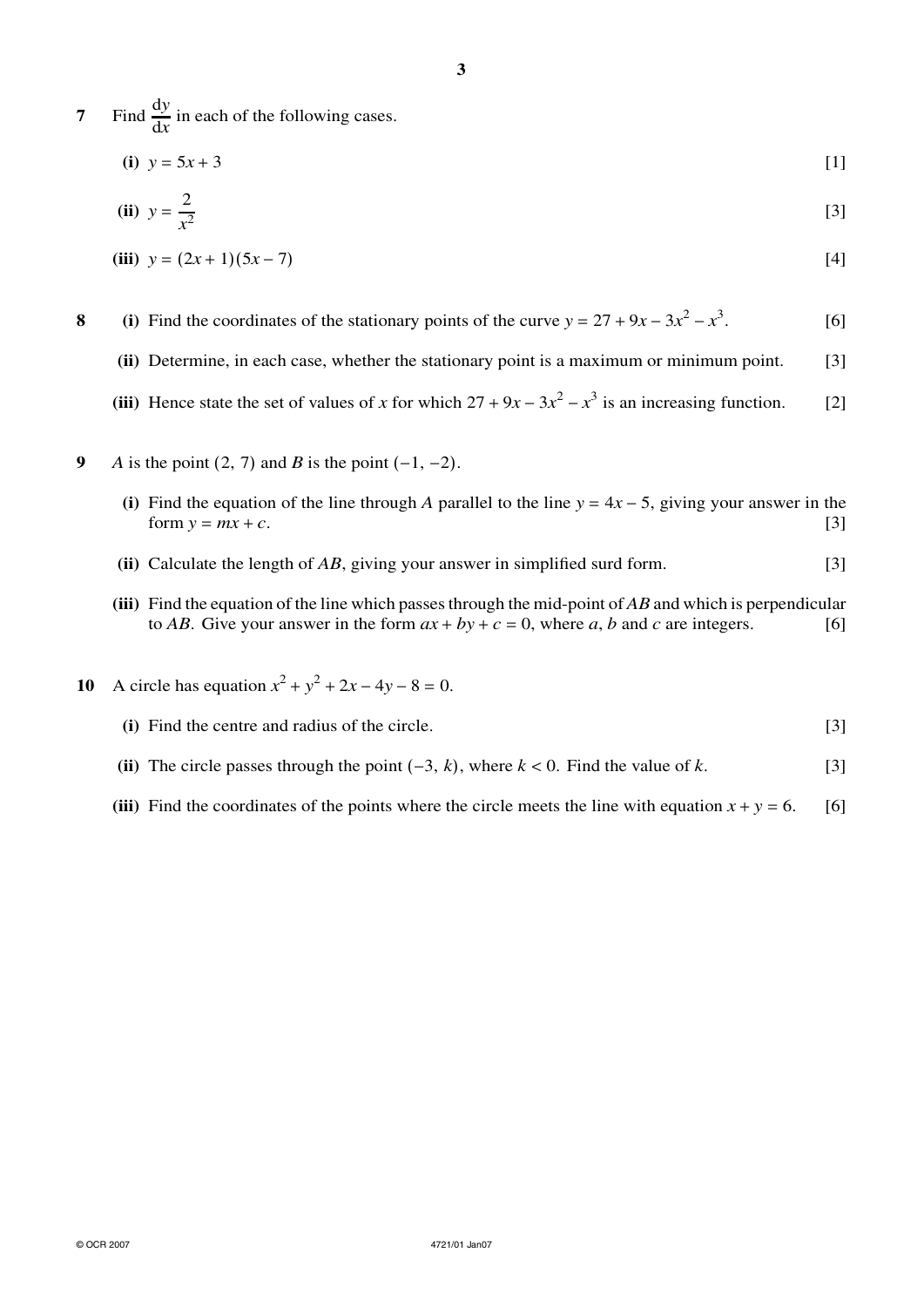**7** Find $\frac{dy}{dx}$ in each of the following cases.

**(i)** $y = 5x + 3$ [1]

**(ii)** $y = \frac{2}{x^2}$ [3]

**(iii)** $y = (2x + 1)(5x - 7)$ [4]

**8** **(i)** Find the coordinates of the stationary points of the curve $y = 27 + 9x - 3x^2 - x^3$. [6]

**(ii)** Determine, in each case, whether the stationary point is a maximum or minimum point. [3]

**(iii)** Hence state the set of values of $x$ for which $27 + 9x - 3x^2 - x^3$ is an increasing function. [2]

**9** $A$ is the point $(2, 7)$ and $B$ is the point $(-1, -2)$.

**(i)** Find the equation of the line through $A$ parallel to the line $y = 4x - 5$, giving your answer in the form $y = mx + c$. [3]

**(ii)** Calculate the length of $AB$, giving your answer in simplified surd form. [3]

**(iii)** Find the equation of the line which passes through the mid-point of $AB$ and which is perpendicular to $AB$. Give your answer in the form $ax + by + c = 0$, where $a$, $b$ and $c$ are integers. [6]

**10** A circle has equation $x^2 + y^2 + 2x - 4y - 8 = 0$.

**(i)** Find the centre and radius of the circle. [3]

**(ii)** The circle passes through the point $(-3, k)$, where $k < 0$. Find the value of $k$. [3]

**(iii)** Find the coordinates of the points where the circle meets the line with equation $x + y = 6$. [6]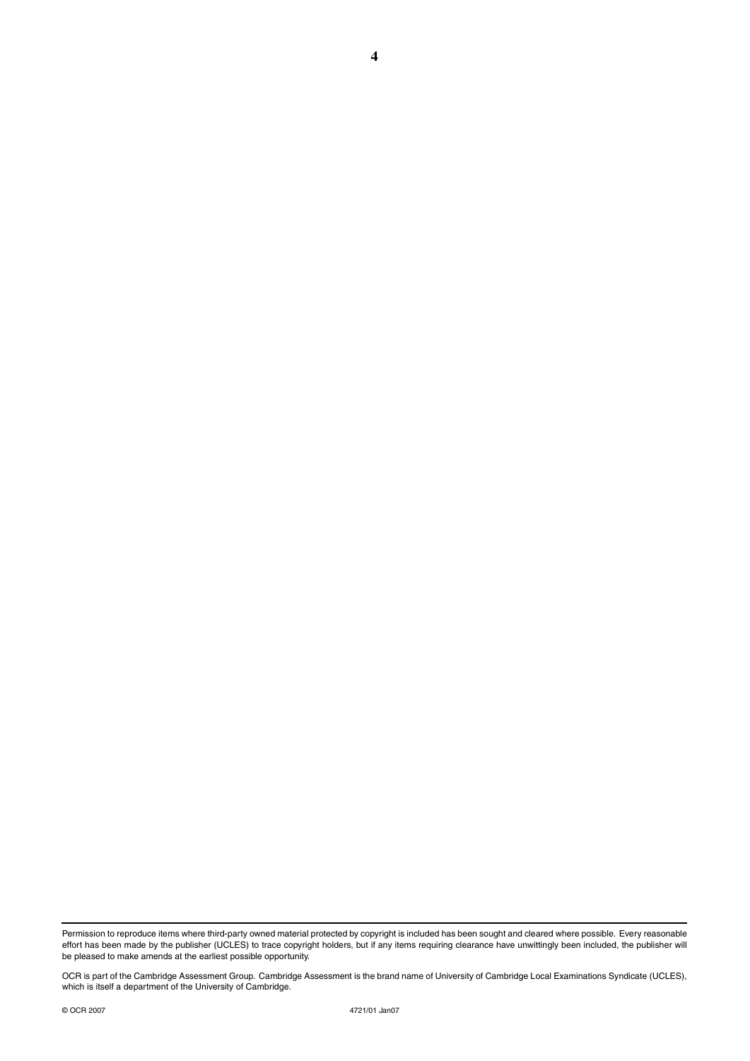Permission to reproduce items where third-party owned material protected by copyright is included has been sought and cleared where possible. Every reasonable effort has been made by the publisher (UCLES) to trace copyright holders, but if any items requiring clearance have unwittingly been included, the publisher will be pleased to make amends at the earliest possible opportunity.

OCR is part of the Cambridge Assessment Group. Cambridge Assessment is the brand name of University of Cambridge Local Examinations Syndicate (UCLES), which is itself a department of the University of Cambridge.

© OCR 2007 4721/01 Jan07